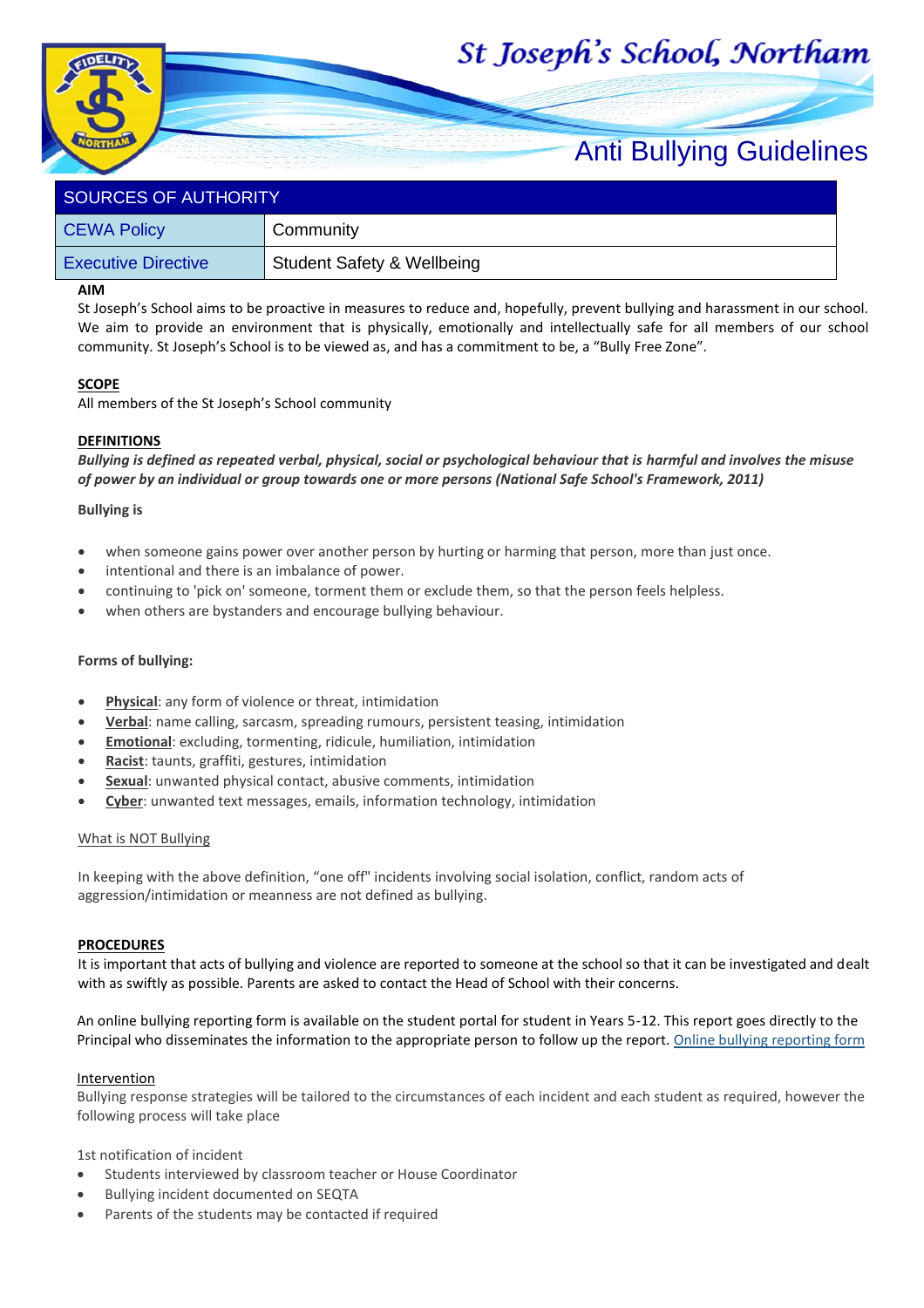# St Joseph's School, Northam

## Anti Bullying Guidelines

| SOURCES OF AUTHORITY | |
|---|---|
| CEWA Policy | Community |
| Executive Directive | Student Safety & Wellbeing |

**AIM**

St Joseph's School aims to be proactive in measures to reduce and, hopefully, prevent bullying and harassment in our school. We aim to provide an environment that is physically, emotionally and intellectually safe for all members of our school community. St Joseph's School is to be viewed as, and has a commitment to be, a "Bully Free Zone".

**SCOPE**

All members of the St Joseph's School community

**DEFINITIONS**

***Bullying is defined as repeated verbal, physical, social or psychological behaviour that is harmful and involves the misuse of power by an individual or group towards one or more persons (National Safe School's Framework, 2011)***

**Bullying is**

- when someone gains power over another person by hurting or harming that person, more than just once.
- intentional and there is an imbalance of power.
- continuing to 'pick on' someone, torment them or exclude them, so that the person feels helpless.
- when others are bystanders and encourage bullying behaviour.

**Forms of bullying:**

- **Physical**: any form of violence or threat, intimidation
- **Verbal**: name calling, sarcasm, spreading rumours, persistent teasing, intimidation
- **Emotional**: excluding, tormenting, ridicule, humiliation, intimidation
- **Racist**: taunts, graffiti, gestures, intimidation
- **Sexual**: unwanted physical contact, abusive comments, intimidation
- **Cyber**: unwanted text messages, emails, information technology, intimidation

What is NOT Bullying

In keeping with the above definition, "one off" incidents involving social isolation, conflict, random acts of aggression/intimidation or meanness are not defined as bullying.

**PROCEDURES**

It is important that acts of bullying and violence are reported to someone at the school so that it can be investigated and dealt with as swiftly as possible. Parents are asked to contact the Head of School with their concerns.

An online bullying reporting form is available on the student portal for student in Years 5-12. This report goes directly to the Principal who disseminates the information to the appropriate person to follow up the report. Online bullying reporting form

Intervention

Bullying response strategies will be tailored to the circumstances of each incident and each student as required, however the following process will take place

1st notification of incident

- Students interviewed by classroom teacher or House Coordinator
- Bullying incident documented on SEQTA
- Parents of the students may be contacted if required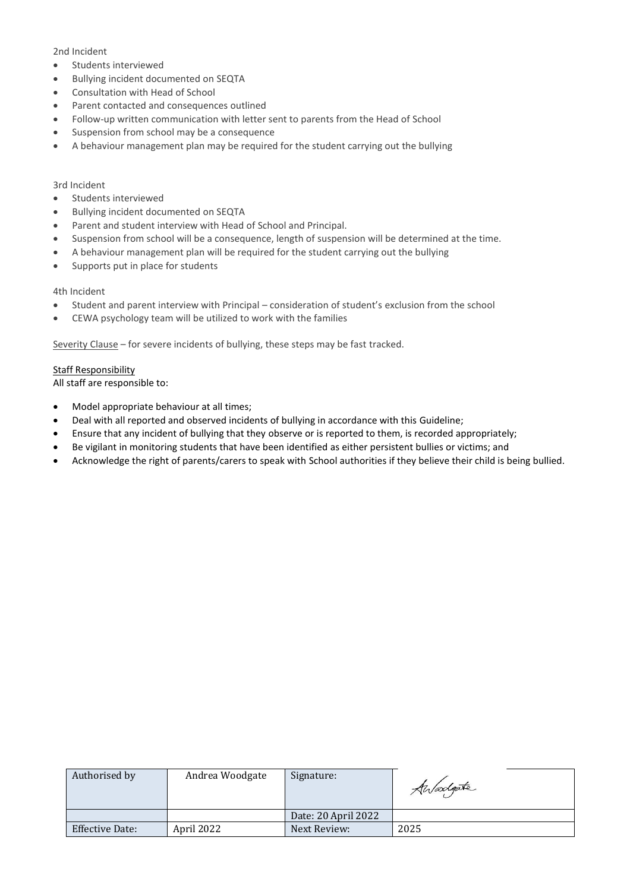2nd Incident

- Students interviewed
- Bullying incident documented on SEQTA
- Consultation with Head of School
- Parent contacted and consequences outlined
- Follow-up written communication with letter sent to parents from the Head of School
- Suspension from school may be a consequence
- A behaviour management plan may be required for the student carrying out the bullying

3rd Incident

- Students interviewed
- Bullying incident documented on SEQTA
- Parent and student interview with Head of School and Principal.
- Suspension from school will be a consequence, length of suspension will be determined at the time.
- A behaviour management plan will be required for the student carrying out the bullying
- Supports put in place for students

4th Incident

- Student and parent interview with Principal – consideration of student's exclusion from the school
- CEWA psychology team will be utilized to work with the families

Severity Clause – for severe incidents of bullying, these steps may be fast tracked.

Staff Responsibility

All staff are responsible to:

- Model appropriate behaviour at all times;
- Deal with all reported and observed incidents of bullying in accordance with this Guideline;
- Ensure that any incident of bullying that they observe or is reported to them, is recorded appropriately;
- Be vigilant in monitoring students that have been identified as either persistent bullies or victims; and
- Acknowledge the right of parents/carers to speak with School authorities if they believe their child is being bullied.

| | | | |
|---|---|---|---|
| Authorised by | Andrea Woodgate | Signature: | AWoodgate |
| | | Date: 20 April 2022 | |
| Effective Date: | April 2022 | Next Review: | 2025 |